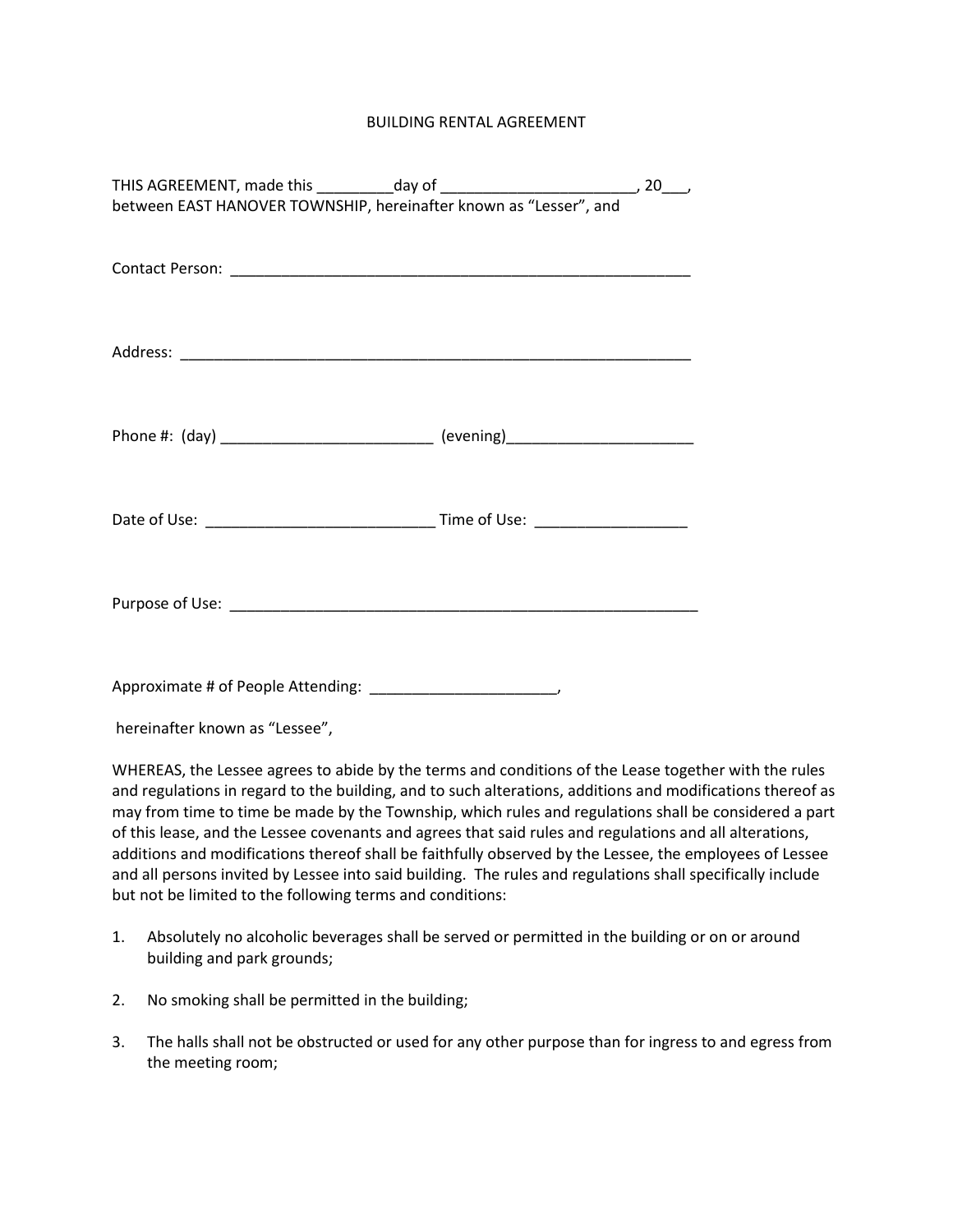# BUILDING RENTAL AGREEMENT

THIS AGREEMENT, made this _________day of _______________________, 20___, between EAST HANOVER TOWNSHIP, hereinafter known as "Lesser", and

Contact Person: ________________________________________________________

Address: _______________________________________________________________

Phone #: (day) _________________________ (evening)______________________

Date of Use: ___________________________ Time of Use: _________________

Purpose of Use: _________________________________________________________

Approximate # of People Attending: ______________________,

hereinafter known as "Lessee",

WHEREAS, the Lessee agrees to abide by the terms and conditions of the Lease together with the rules and regulations in regard to the building, and to such alterations, additions and modifications thereof as may from time to time be made by the Township, which rules and regulations shall be considered a part of this lease, and the Lessee covenants and agrees that said rules and regulations and all alterations, additions and modifications thereof shall be faithfully observed by the Lessee, the employees of Lessee and all persons invited by Lessee into said building. The rules and regulations shall specifically include but not be limited to the following terms and conditions:

1. Absolutely no alcoholic beverages shall be served or permitted in the building or on or around building and park grounds;

2. No smoking shall be permitted in the building;

3. The halls shall not be obstructed or used for any other purpose than for ingress to and egress from the meeting room;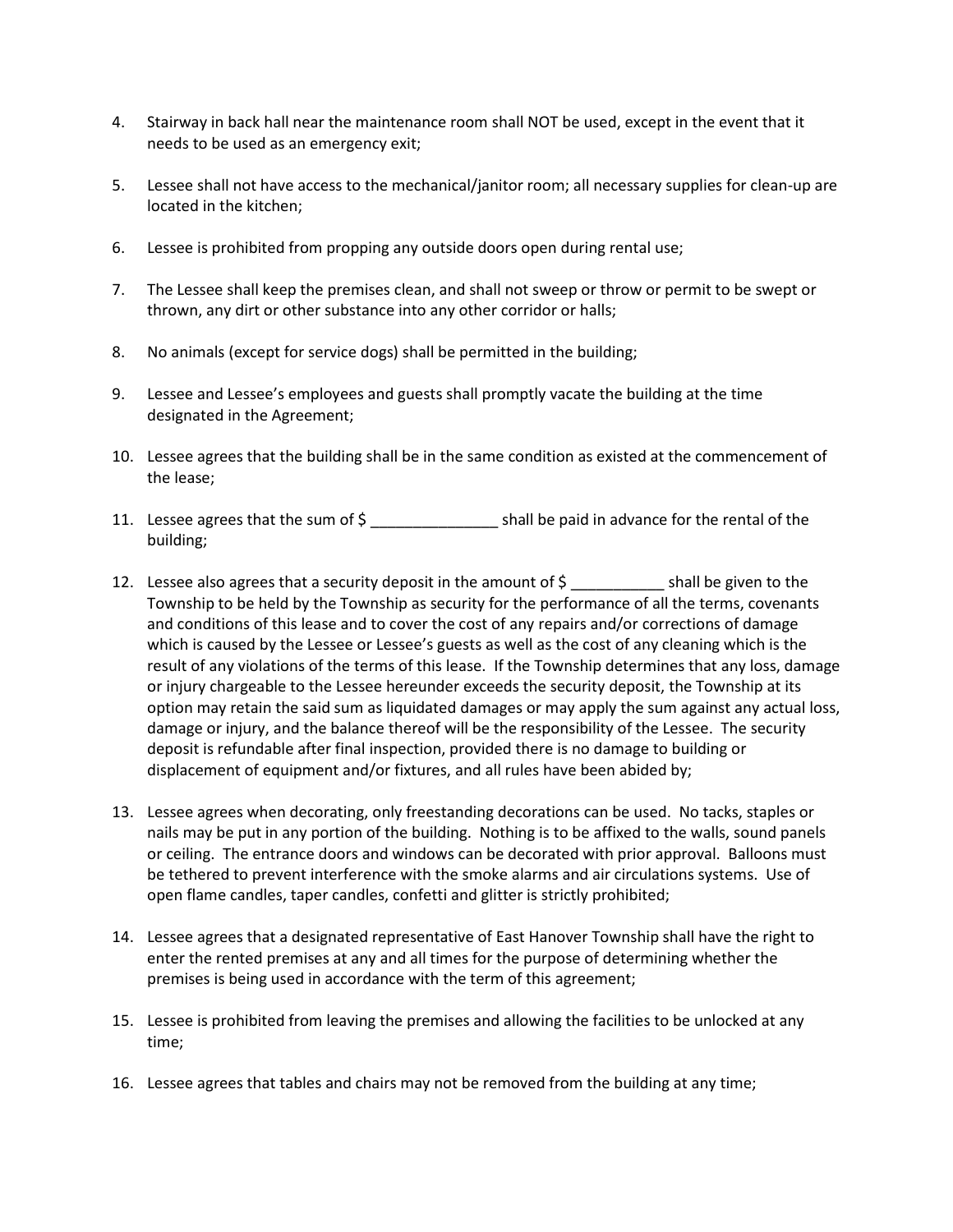4. Stairway in back hall near the maintenance room shall NOT be used, except in the event that it needs to be used as an emergency exit;

5. Lessee shall not have access to the mechanical/janitor room; all necessary supplies for clean-up are located in the kitchen;

6. Lessee is prohibited from propping any outside doors open during rental use;

7. The Lessee shall keep the premises clean, and shall not sweep or throw or permit to be swept or thrown, any dirt or other substance into any other corridor or halls;

8. No animals (except for service dogs) shall be permitted in the building;

9. Lessee and Lessee's employees and guests shall promptly vacate the building at the time designated in the Agreement;

10. Lessee agrees that the building shall be in the same condition as existed at the commencement of the lease;

11. Lessee agrees that the sum of $ _______________ shall be paid in advance for the rental of the building;

12. Lessee also agrees that a security deposit in the amount of $ ___________ shall be given to the Township to be held by the Township as security for the performance of all the terms, covenants and conditions of this lease and to cover the cost of any repairs and/or corrections of damage which is caused by the Lessee or Lessee's guests as well as the cost of any cleaning which is the result of any violations of the terms of this lease. If the Township determines that any loss, damage or injury chargeable to the Lessee hereunder exceeds the security deposit, the Township at its option may retain the said sum as liquidated damages or may apply the sum against any actual loss, damage or injury, and the balance thereof will be the responsibility of the Lessee. The security deposit is refundable after final inspection, provided there is no damage to building or displacement of equipment and/or fixtures, and all rules have been abided by;

13. Lessee agrees when decorating, only freestanding decorations can be used. No tacks, staples or nails may be put in any portion of the building. Nothing is to be affixed to the walls, sound panels or ceiling. The entrance doors and windows can be decorated with prior approval. Balloons must be tethered to prevent interference with the smoke alarms and air circulations systems. Use of open flame candles, taper candles, confetti and glitter is strictly prohibited;

14. Lessee agrees that a designated representative of East Hanover Township shall have the right to enter the rented premises at any and all times for the purpose of determining whether the premises is being used in accordance with the term of this agreement;

15. Lessee is prohibited from leaving the premises and allowing the facilities to be unlocked at any time;

16. Lessee agrees that tables and chairs may not be removed from the building at any time;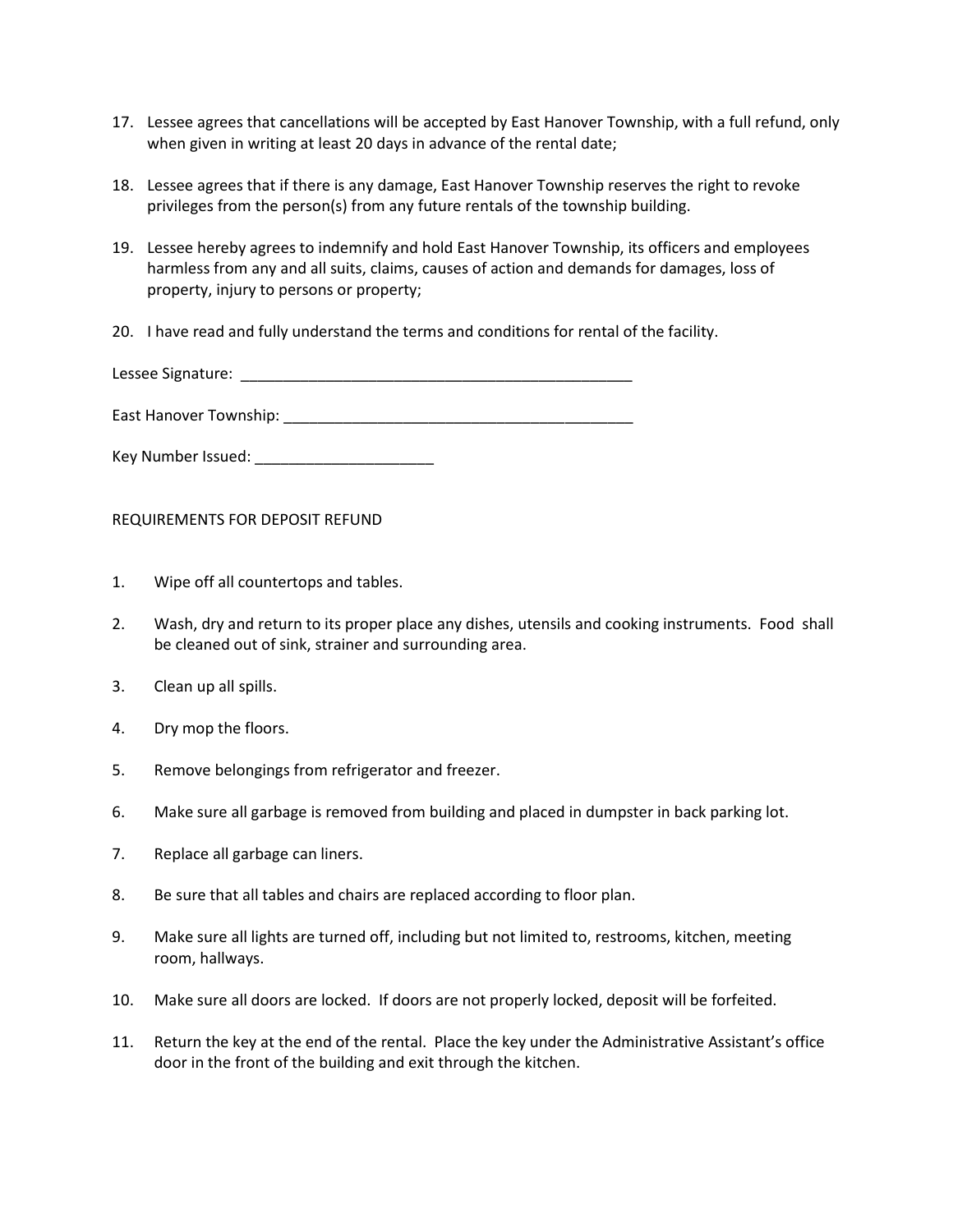17. Lessee agrees that cancellations will be accepted by East Hanover Township, with a full refund, only when given in writing at least 20 days in advance of the rental date;

18. Lessee agrees that if there is any damage, East Hanover Township reserves the right to revoke privileges from the person(s) from any future rentals of the township building.

19. Lessee hereby agrees to indemnify and hold East Hanover Township, its officers and employees harmless from any and all suits, claims, causes of action and demands for damages, loss of property, injury to persons or property;

20. I have read and fully understand the terms and conditions for rental of the facility.

Lessee Signature: _________________________________________________

East Hanover Township: ___________________________________________

Key Number Issued: ______________________

REQUIREMENTS FOR DEPOSIT REFUND

1. Wipe off all countertops and tables.

2. Wash, dry and return to its proper place any dishes, utensils and cooking instruments. Food shall be cleaned out of sink, strainer and surrounding area.

3. Clean up all spills.

4. Dry mop the floors.

5. Remove belongings from refrigerator and freezer.

6. Make sure all garbage is removed from building and placed in dumpster in back parking lot.

7. Replace all garbage can liners.

8. Be sure that all tables and chairs are replaced according to floor plan.

9. Make sure all lights are turned off, including but not limited to, restrooms, kitchen, meeting room, hallways.

10. Make sure all doors are locked. If doors are not properly locked, deposit will be forfeited.

11. Return the key at the end of the rental. Place the key under the Administrative Assistant's office door in the front of the building and exit through the kitchen.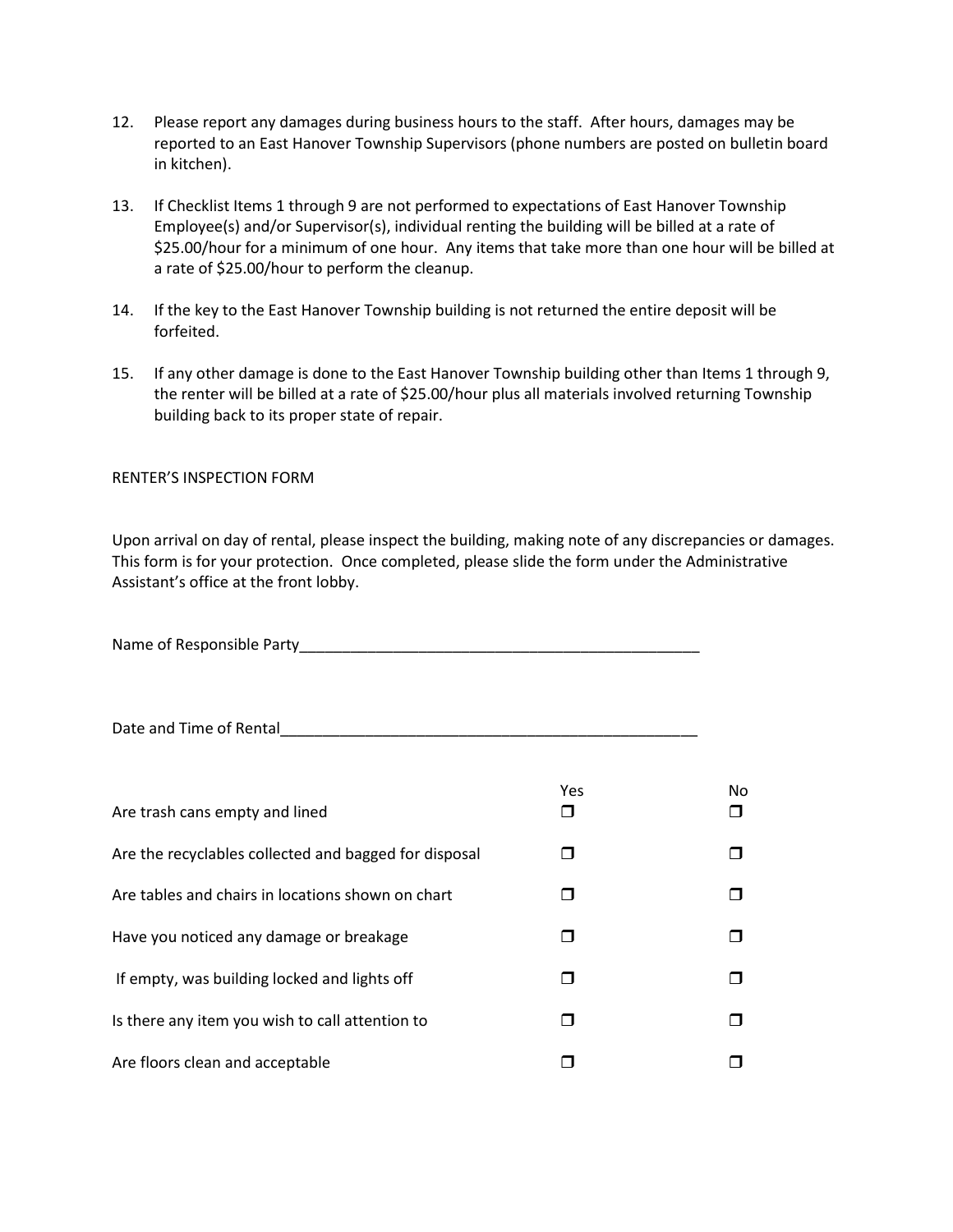12. Please report any damages during business hours to the staff. After hours, damages may be reported to an East Hanover Township Supervisors (phone numbers are posted on bulletin board in kitchen).

13. If Checklist Items 1 through 9 are not performed to expectations of East Hanover Township Employee(s) and/or Supervisor(s), individual renting the building will be billed at a rate of $25.00/hour for a minimum of one hour. Any items that take more than one hour will be billed at a rate of $25.00/hour to perform the cleanup.

14. If the key to the East Hanover Township building is not returned the entire deposit will be forfeited.

15. If any other damage is done to the East Hanover Township building other than Items 1 through 9, the renter will be billed at a rate of $25.00/hour plus all materials involved returning Township building back to its proper state of repair.

RENTER'S INSPECTION FORM

Upon arrival on day of rental, please inspect the building, making note of any discrepancies or damages. This form is for your protection. Once completed, please slide the form under the Administrative Assistant's office at the front lobby.

Name of Responsible Party_______________________________________________

Date and Time of Rental__________________________________________________

| | Yes | No |
|---|---|---|
| Are trash cans empty and lined | ☐ | ☐ |
| Are the recyclables collected and bagged for disposal | ☐ | ☐ |
| Are tables and chairs in locations shown on chart | ☐ | ☐ |
| Have you noticed any damage or breakage | ☐ | ☐ |
| If empty, was building locked and lights off | ☐ | ☐ |
| Is there any item you wish to call attention to | ☐ | ☐ |
| Are floors clean and acceptable | ☐ | ☐ |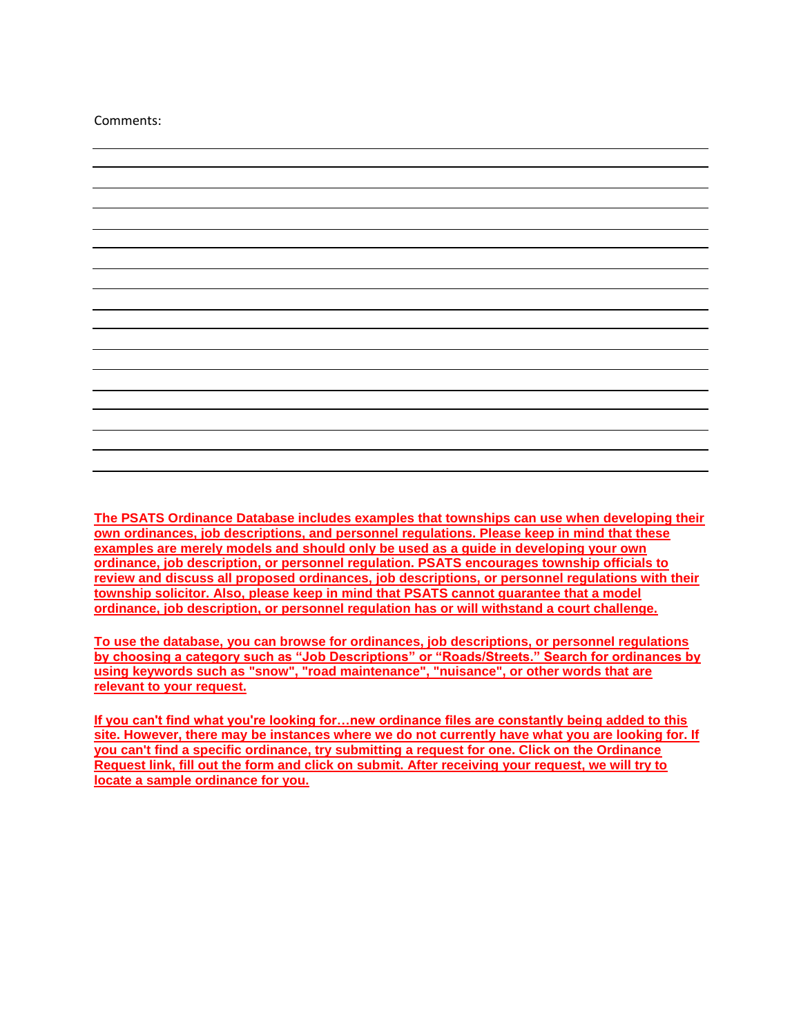Comments:

**The PSATS Ordinance Database includes examples that townships can use when developing their own ordinances, job descriptions, and personnel regulations. Please keep in mind that these examples are merely models and should only be used as a guide in developing your own ordinance, job description, or personnel regulation. PSATS encourages township officials to review and discuss all proposed ordinances, job descriptions, or personnel regulations with their township solicitor. Also, please keep in mind that PSATS cannot guarantee that a model ordinance, job description, or personnel regulation has or will withstand a court challenge.**

**To use the database, you can browse for ordinances, job descriptions, or personnel regulations by choosing a category such as "Job Descriptions" or "Roads/Streets." Search for ordinances by using keywords such as "snow", "road maintenance", "nuisance", or other words that are relevant to your request.**

**If you can't find what you're looking for…new ordinance files are constantly being added to this site. However, there may be instances where we do not currently have what you are looking for. If you can't find a specific ordinance, try submitting a request for one. Click on the Ordinance Request link, fill out the form and click on submit. After receiving your request, we will try to locate a sample ordinance for you.**